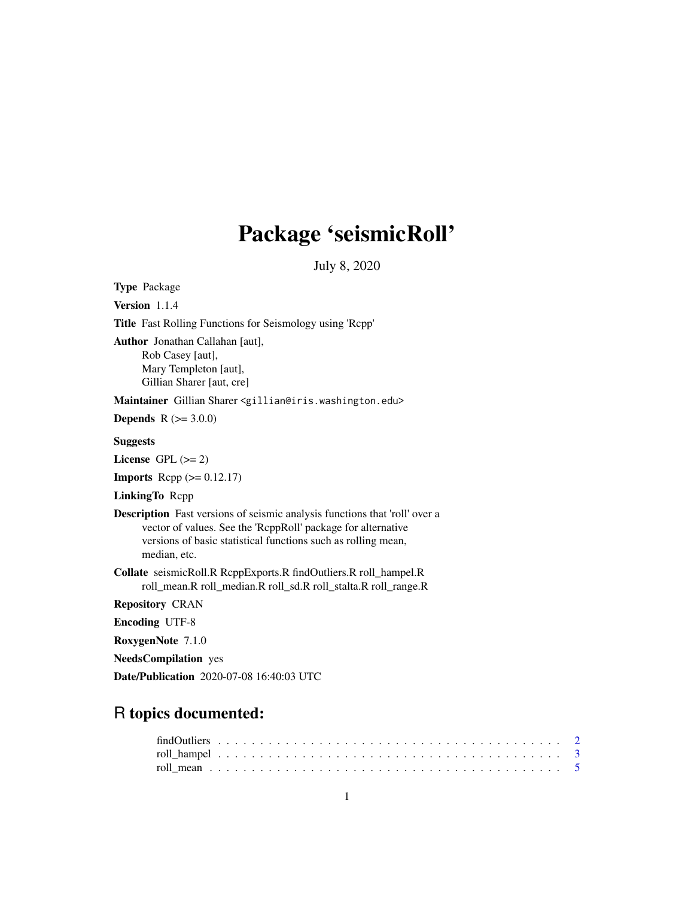# Package 'seismicRoll'

July 8, 2020

**Type** Package

**Version** 1.1.4

**Title** Fast Rolling Functions for Seismology using 'Rcpp'

**Author** Jonathan Callahan [aut],
Rob Casey [aut],
Mary Templeton [aut],
Gillian Sharer [aut, cre]

**Maintainer** Gillian Sharer <gillian@iris.washington.edu>

**Depends** R (>= 3.0.0)

**Suggests**

**License** GPL (>= 2)

**Imports** Rcpp (>= 0.12.17)

**LinkingTo** Rcpp

**Description** Fast versions of seismic analysis functions that 'roll' over a vector of values. See the 'RcppRoll' package for alternative versions of basic statistical functions such as rolling mean, median, etc.

**Collate** seismicRoll.R RcppExports.R findOutliers.R roll_hampel.R roll_mean.R roll_median.R roll_sd.R roll_stalta.R roll_range.R

**Repository** CRAN

**Encoding** UTF-8

**RoxygenNote** 7.1.0

**NeedsCompilation** yes

**Date/Publication** 2020-07-08 16:40:03 UTC

## R topics documented:

findOutliers . . . . . . . . . . . . . . . . . . . . . . . . . . . . . . . . . . . . . . . . 2
roll_hampel . . . . . . . . . . . . . . . . . . . . . . . . . . . . . . . . . . . . . . . . 3
roll_mean . . . . . . . . . . . . . . . . . . . . . . . . . . . . . . . . . . . . . . . . . 5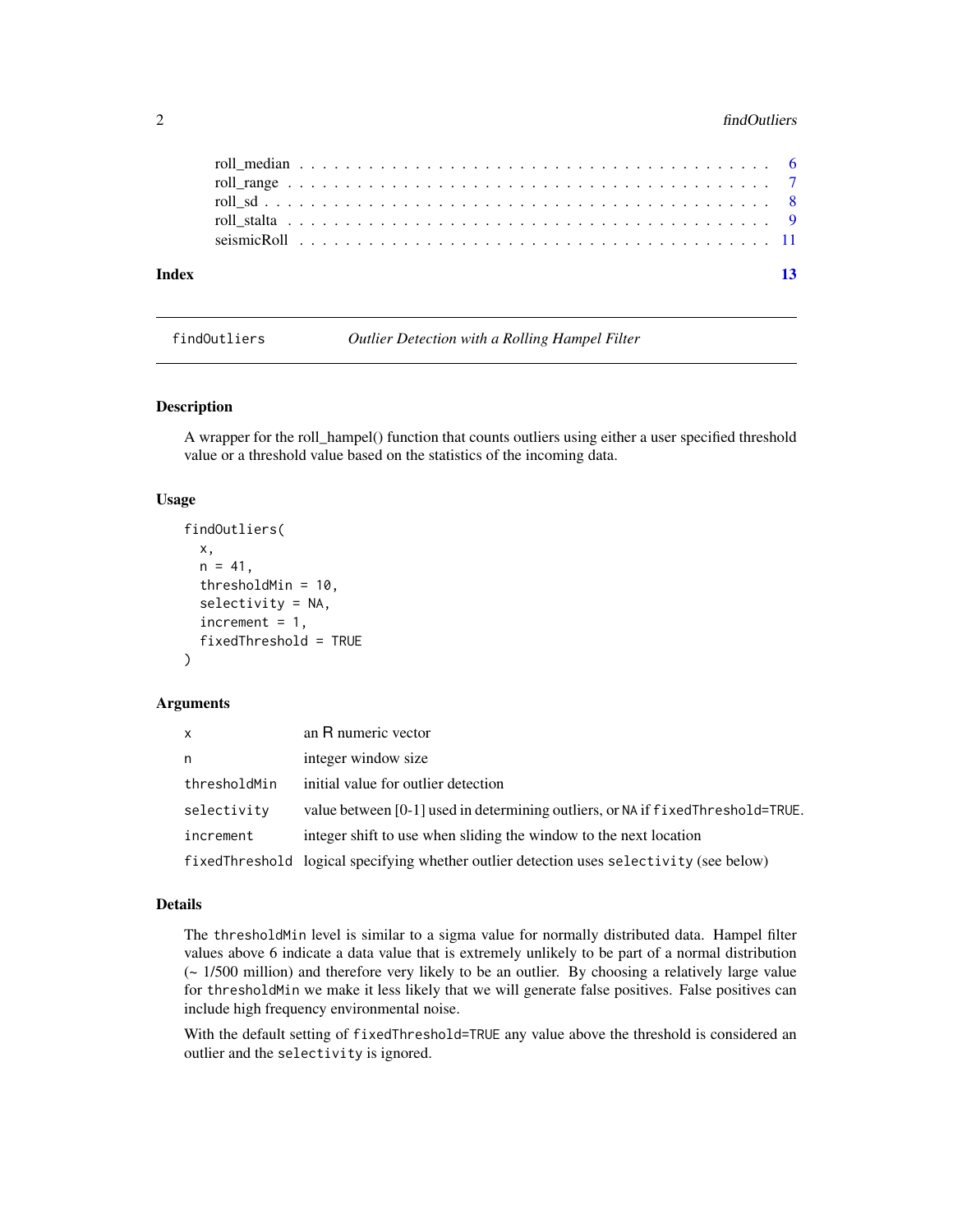| | |
|---|---|
| roll_median | 6 |
| roll_range | 7 |
| roll_sd | 8 |
| roll_stalta | 9 |
| seismicRoll | 11 |

**Index** 13

---

## findOutliers — *Outlier Detection with a Rolling Hampel Filter*

### Description

A wrapper for the roll_hampel() function that counts outliers using either a user specified threshold value or a threshold value based on the statistics of the incoming data.

### Usage

```
findOutliers(
  x,
  n = 41,
  thresholdMin = 10,
  selectivity = NA,
  increment = 1,
  fixedThreshold = TRUE
)
```

### Arguments

| | |
|---|---|
| `x` | an R numeric vector |
| `n` | integer window size |
| `thresholdMin` | initial value for outlier detection |
| `selectivity` | value between [0-1] used in determining outliers, or `NA` if `fixedThreshold=TRUE`. |
| `increment` | integer shift to use when sliding the window to the next location |
| `fixedThreshold` | logical specifying whether outlier detection uses `selectivity` (see below) |

### Details

The `thresholdMin` level is similar to a sigma value for normally distributed data. Hampel filter values above 6 indicate a data value that is extremely unlikely to be part of a normal distribution (~ 1/500 million) and therefore very likely to be an outlier. By choosing a relatively large value for `thresholdMin` we make it less likely that we will generate false positives. False positives can include high frequency environmental noise.

With the default setting of `fixedThreshold=TRUE` any value above the threshold is considered an outlier and the `selectivity` is ignored.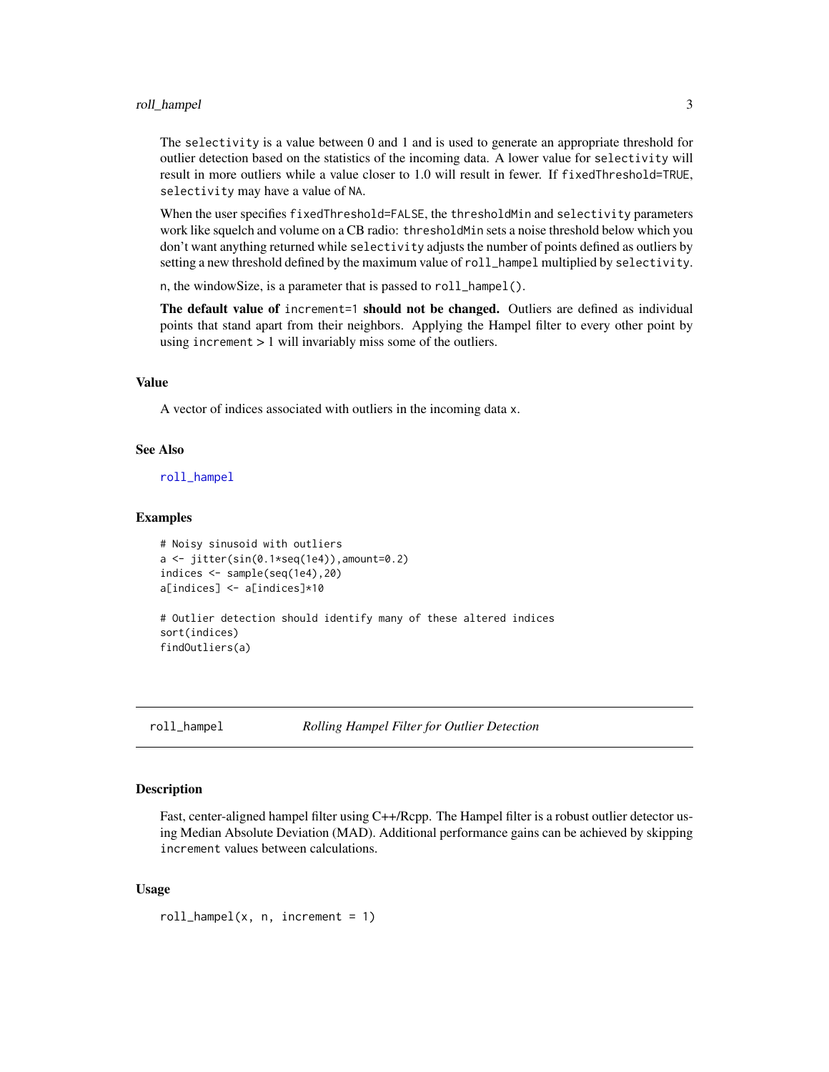The `selectivity` is a value between 0 and 1 and is used to generate an appropriate threshold for outlier detection based on the statistics of the incoming data. A lower value for `selectivity` will result in more outliers while a value closer to 1.0 will result in fewer. If `fixedThreshold=TRUE`, `selectivity` may have a value of `NA`.

When the user specifies `fixedThreshold=FALSE`, the `thresholdMin` and `selectivity` parameters work like squelch and volume on a CB radio: `thresholdMin` sets a noise threshold below which you don't want anything returned while `selectivity` adjusts the number of points defined as outliers by setting a new threshold defined by the maximum value of `roll_hampel` multiplied by `selectivity`.

`n`, the windowSize, is a parameter that is passed to `roll_hampel()`.

**The default value of** `increment=1` **should not be changed.** Outliers are defined as individual points that stand apart from their neighbors. Applying the Hampel filter to every other point by using `increment` > 1 will invariably miss some of the outliers.

### Value

A vector of indices associated with outliers in the incoming data `x`.

### See Also

roll_hampel

### Examples

```
# Noisy sinusoid with outliers
a <- jitter(sin(0.1*seq(1e4)),amount=0.2)
indices <- sample(seq(1e4),20)
a[indices] <- a[indices]*10

# Outlier detection should identify many of these altered indices
sort(indices)
findOutliers(a)
```

---

## roll_hampel — *Rolling Hampel Filter for Outlier Detection*

---

### Description

Fast, center-aligned hampel filter using C++/Rcpp. The Hampel filter is a robust outlier detector using Median Absolute Deviation (MAD). Additional performance gains can be achieved by skipping `increment` values between calculations.

### Usage

```
roll_hampel(x, n, increment = 1)
```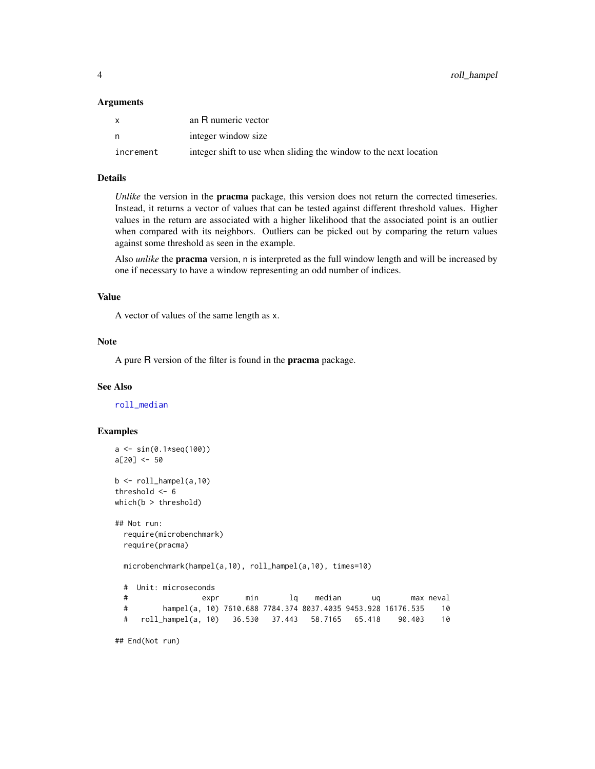### Arguments

| | |
|---|---|
| `x` | an R numeric vector |
| `n` | integer window size |
| `increment` | integer shift to use when sliding the window to the next location |

### Details

*Unlike* the version in the **pracma** package, this version does not return the corrected timeseries. Instead, it returns a vector of values that can be tested against different threshold values. Higher values in the return are associated with a higher likelihood that the associated point is an outlier when compared with its neighbors. Outliers can be picked out by comparing the return values against some threshold as seen in the example.

Also *unlike* the **pracma** version, `n` is interpreted as the full window length and will be increased by one if necessary to have a window representing an odd number of indices.

### Value

A vector of values of the same length as `x`.

### Note

A pure R version of the filter is found in the **pracma** package.

### See Also

`roll_median`

### Examples

```
a <- sin(0.1*seq(100))
a[20] <- 50

b <- roll_hampel(a,10)
threshold <- 6
which(b > threshold)

## Not run:
  require(microbenchmark)
  require(pracma)

  microbenchmark(hampel(a,10), roll_hampel(a,10), times=10)

  #  Unit: microseconds
  #               expr      min       lq    median       uq       max neval
  #      hampel(a, 10) 7610.688 7784.374 8037.4035 9453.928 16176.535    10
  #   roll_hampel(a, 10)   36.530   37.443   58.7165   65.418    90.403    10

## End(Not run)
```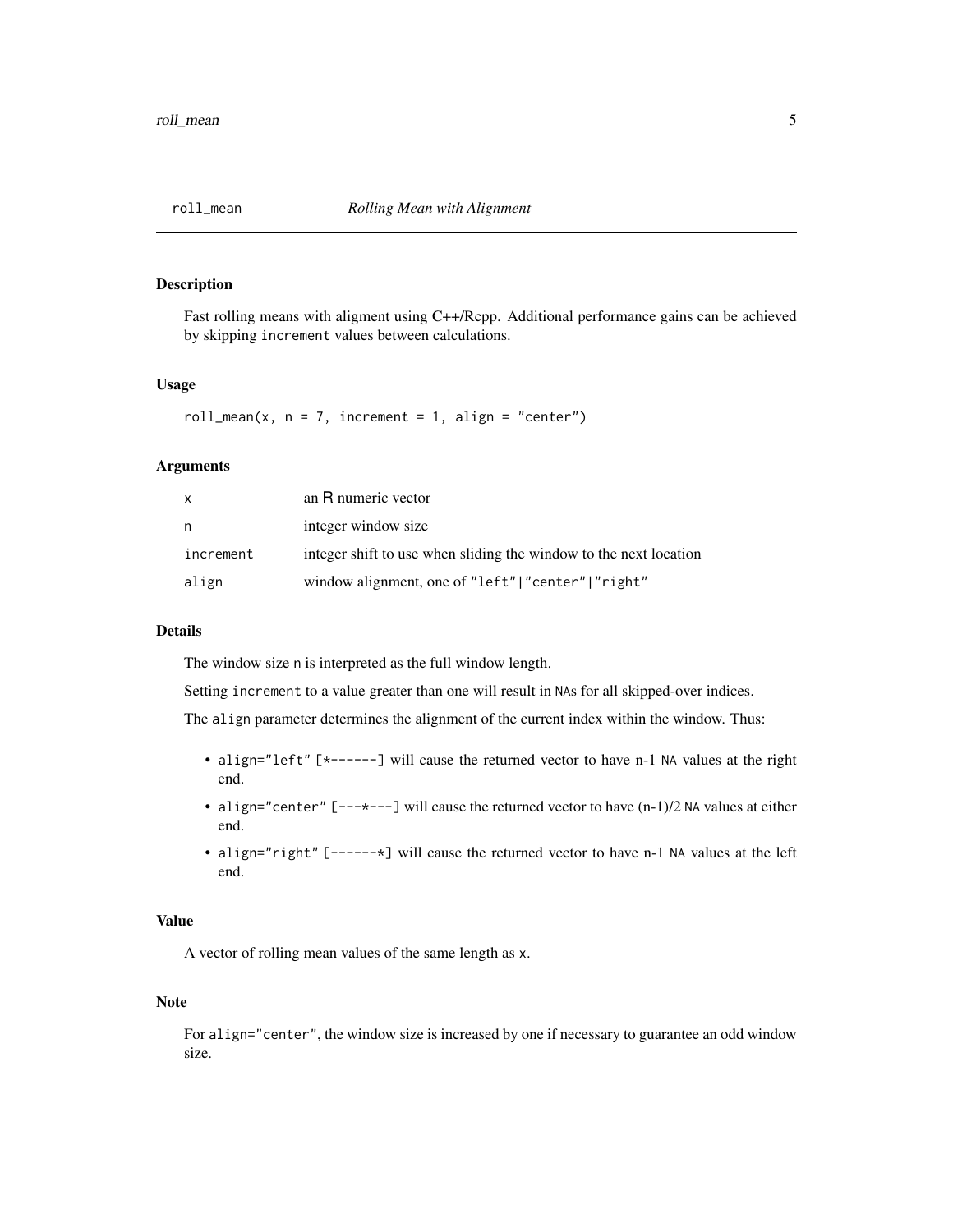## roll_mean — *Rolling Mean with Alignment*

### Description

Fast rolling means with aligment using C++/Rcpp. Additional performance gains can be achieved by skipping `increment` values between calculations.

### Usage

```
roll_mean(x, n = 7, increment = 1, align = "center")
```

### Arguments

| | |
|---|---|
| `x` | an R numeric vector |
| `n` | integer window size |
| `increment` | integer shift to use when sliding the window to the next location |
| `align` | window alignment, one of `"left"|"center"|"right"` |

### Details

The window size `n` is interpreted as the full window length.

Setting `increment` to a value greater than one will result in `NA`s for all skipped-over indices.

The `align` parameter determines the alignment of the current index within the window. Thus:

- `align="left"` `[*------]` will cause the returned vector to have n-1 `NA` values at the right end.
- `align="center"` `[---*---]` will cause the returned vector to have (n-1)/2 `NA` values at either end.
- `align="right"` `[------*]` will cause the returned vector to have n-1 `NA` values at the left end.

### Value

A vector of rolling mean values of the same length as `x`.

### Note

For `align="center"`, the window size is increased by one if necessary to guarantee an odd window size.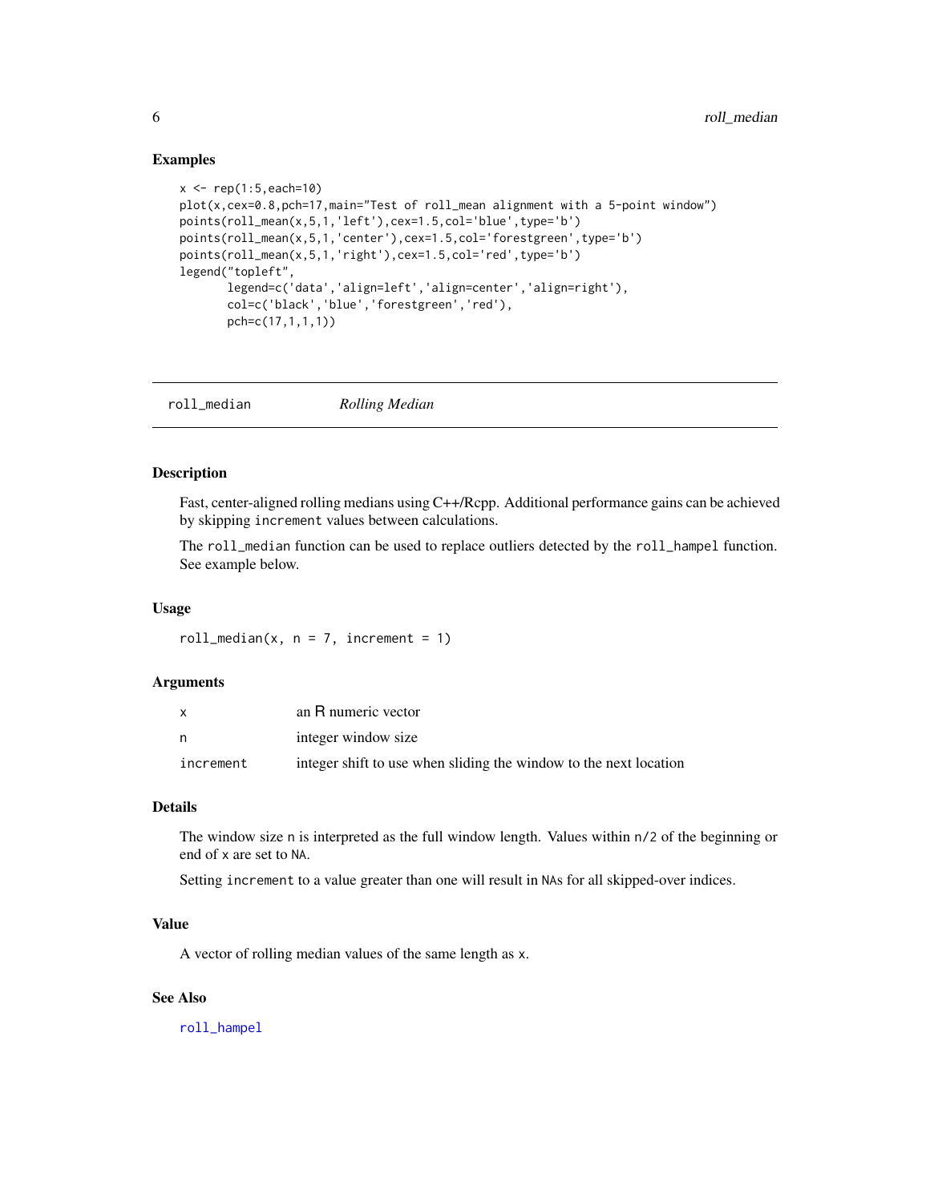## Examples

```
x <- rep(1:5,each=10)
plot(x,cex=0.8,pch=17,main="Test of roll_mean alignment with a 5-point window")
points(roll_mean(x,5,1,'left'),cex=1.5,col='blue',type='b')
points(roll_mean(x,5,1,'center'),cex=1.5,col='forestgreen',type='b')
points(roll_mean(x,5,1,'right'),cex=1.5,col='red',type='b')
legend("topleft",
       legend=c('data','align=left','align=center','align=right'),
       col=c('black','blue','forestgreen','red'),
       pch=c(17,1,1,1))
```

---

# roll_median    *Rolling Median*

---

## Description

Fast, center-aligned rolling medians using C++/Rcpp. Additional performance gains can be achieved by skipping `increment` values between calculations.

The `roll_median` function can be used to replace outliers detected by the `roll_hampel` function. See example below.

## Usage

```
roll_median(x, n = 7, increment = 1)
```

## Arguments

| | |
|---|---|
| x | an R numeric vector |
| n | integer window size |
| increment | integer shift to use when sliding the window to the next location |

## Details

The window size `n` is interpreted as the full window length. Values within `n/2` of the beginning or end of `x` are set to `NA`.

Setting `increment` to a value greater than one will result in `NA`s for all skipped-over indices.

## Value

A vector of rolling median values of the same length as `x`.

## See Also

roll_hampel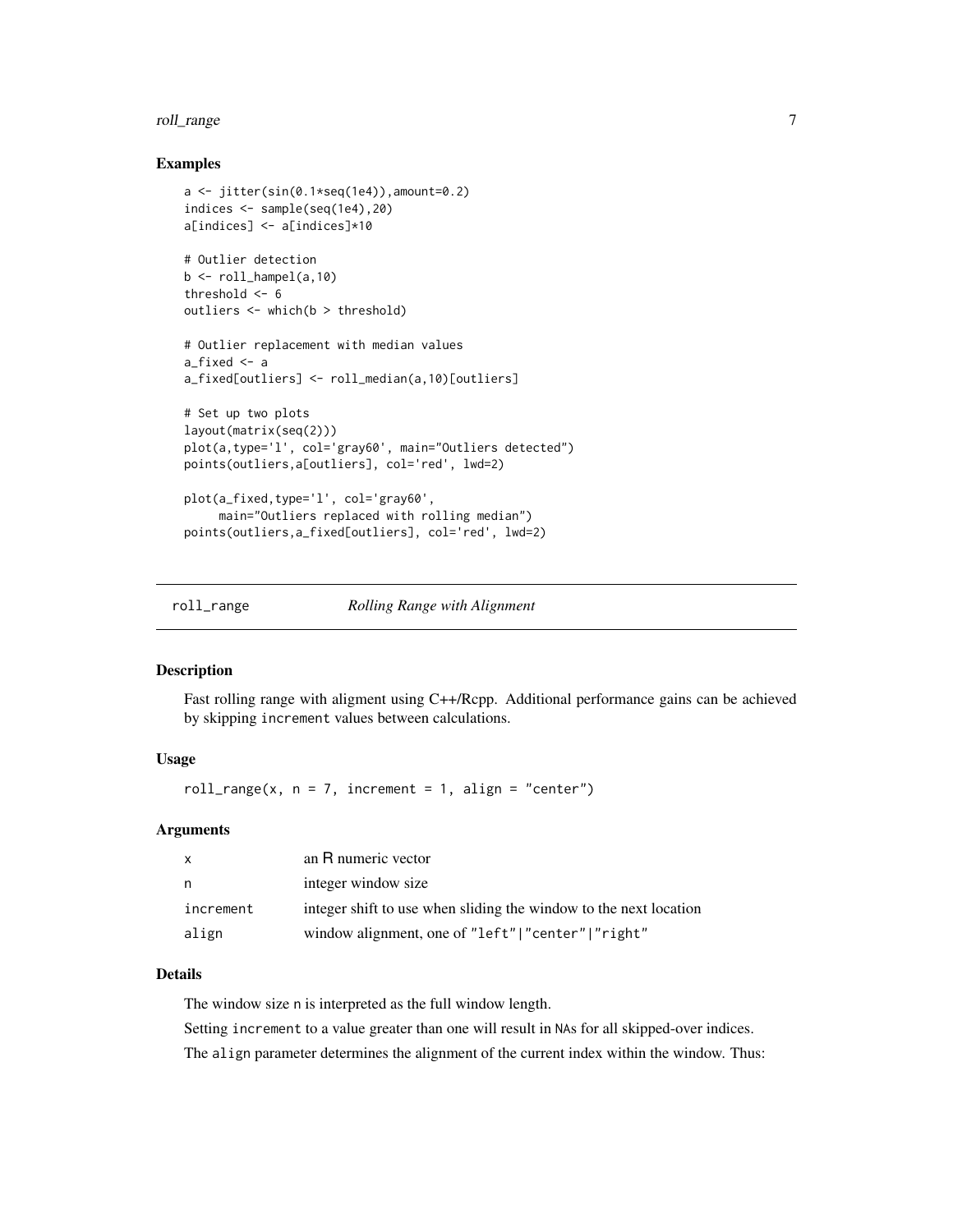### Examples

```
a <- jitter(sin(0.1*seq(1e4)),amount=0.2)
indices <- sample(seq(1e4),20)
a[indices] <- a[indices]*10

# Outlier detection
b <- roll_hampel(a,10)
threshold <- 6
outliers <- which(b > threshold)

# Outlier replacement with median values
a_fixed <- a
a_fixed[outliers] <- roll_median(a,10)[outliers]

# Set up two plots
layout(matrix(seq(2)))
plot(a,type='l', col='gray60', main="Outliers detected")
points(outliers,a[outliers], col='red', lwd=2)

plot(a_fixed,type='l', col='gray60',
     main="Outliers replaced with rolling median")
points(outliers,a_fixed[outliers], col='red', lwd=2)
```

## roll_range *Rolling Range with Alignment*

### Description

Fast rolling range with aligment using C++/Rcpp. Additional performance gains can be achieved by skipping `increment` values between calculations.

### Usage

```
roll_range(x, n = 7, increment = 1, align = "center")
```

### Arguments

| | |
|---|---|
| `x` | an R numeric vector |
| `n` | integer window size |
| `increment` | integer shift to use when sliding the window to the next location |
| `align` | window alignment, one of "left"\|"center"\|"right" |

### Details

The window size `n` is interpreted as the full window length.

Setting `increment` to a value greater than one will result in NAs for all skipped-over indices.

The `align` parameter determines the alignment of the current index within the window. Thus: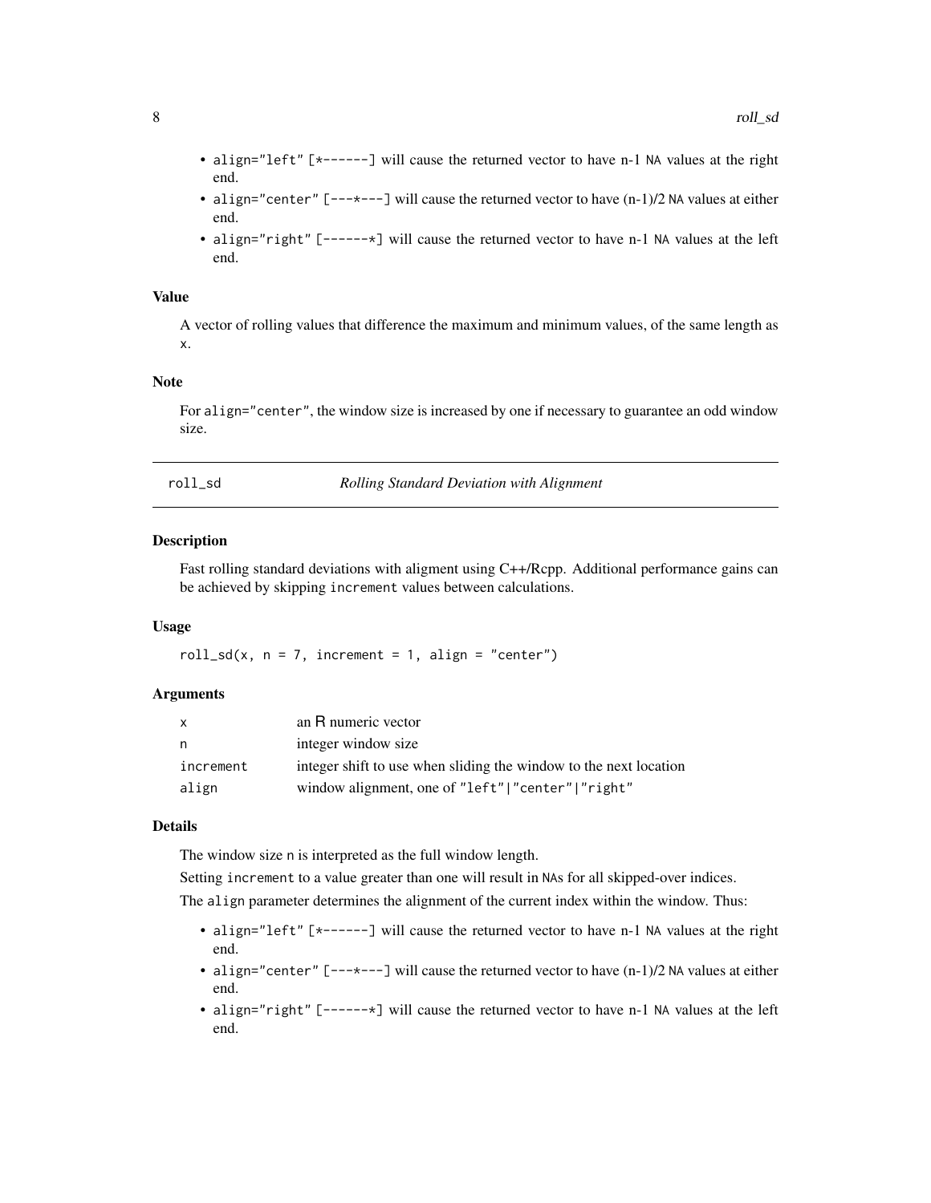- `align="left"` `[*------]` will cause the returned vector to have n-1 NA values at the right end.
- `align="center"` `[---*---]` will cause the returned vector to have (n-1)/2 NA values at either end.
- `align="right"` `[------*]` will cause the returned vector to have n-1 NA values at the left end.

### Value

A vector of rolling values that difference the maximum and minimum values, of the same length as `x`.

### Note

For `align="center"`, the window size is increased by one if necessary to guarantee an odd window size.

---

## roll_sd *Rolling Standard Deviation with Alignment*

---

### Description

Fast rolling standard deviations with aligment using C++/Rcpp. Additional performance gains can be achieved by skipping `increment` values between calculations.

### Usage

```
roll_sd(x, n = 7, increment = 1, align = "center")
```

### Arguments

| | |
|---|---|
| `x` | an R numeric vector |
| `n` | integer window size |
| `increment` | integer shift to use when sliding the window to the next location |
| `align` | window alignment, one of `"left"|"center"|"right"` |

### Details

The window size `n` is interpreted as the full window length.

Setting `increment` to a value greater than one will result in NAs for all skipped-over indices.

The `align` parameter determines the alignment of the current index within the window. Thus:

- `align="left"` `[*------]` will cause the returned vector to have n-1 NA values at the right end.
- `align="center"` `[---*---]` will cause the returned vector to have (n-1)/2 NA values at either end.
- `align="right"` `[------*]` will cause the returned vector to have n-1 NA values at the left end.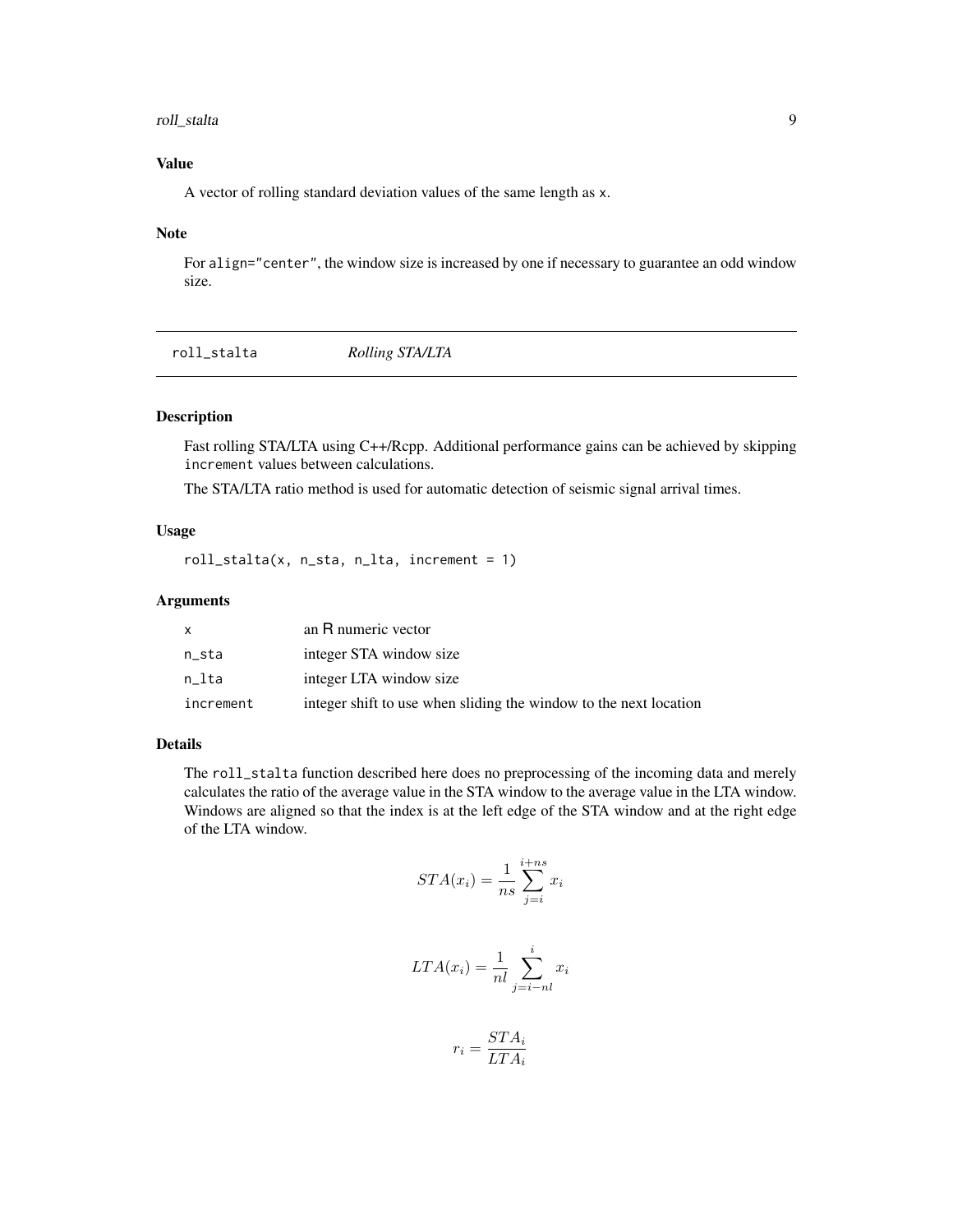### Value

A vector of rolling standard deviation values of the same length as x.

### Note

For align="center", the window size is increased by one if necessary to guarantee an odd window size.

---

## roll_stalta *Rolling STA/LTA*

### Description

Fast rolling STA/LTA using C++/Rcpp. Additional performance gains can be achieved by skipping increment values between calculations.

The STA/LTA ratio method is used for automatic detection of seismic signal arrival times.

### Usage

```
roll_stalta(x, n_sta, n_lta, increment = 1)
```

### Arguments

| | |
|---|---|
| x | an R numeric vector |
| n_sta | integer STA window size |
| n_lta | integer LTA window size |
| increment | integer shift to use when sliding the window to the next location |

### Details

The roll_stalta function described here does no preprocessing of the incoming data and merely calculates the ratio of the average value in the STA window to the average value in the LTA window. Windows are aligned so that the index is at the left edge of the STA window and at the right edge of the LTA window.

$$STA(x_i) = \frac{1}{ns} \sum_{j=i}^{i+ns} x_i$$

$$LTA(x_i) = \frac{1}{nl} \sum_{j=i-nl}^{i} x_i$$

$$r_i = \frac{STA_i}{LTA_i}$$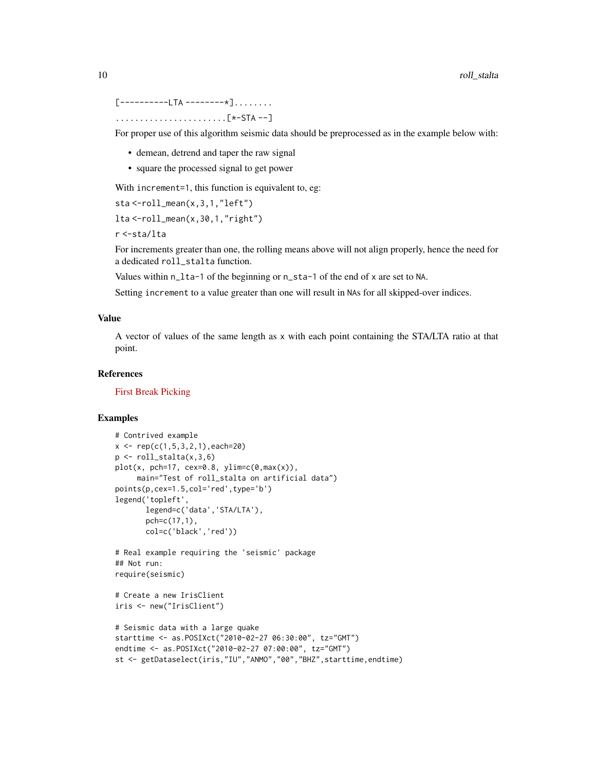```
[----------LTA --------*]........
.......................[*-STA --]
```

For proper use of this algorithm seismic data should be preprocessed as in the example below with:

- demean, detrend and taper the raw signal
- square the processed signal to get power

With `increment=1`, this function is equivalent to, eg:

```
sta <-roll_mean(x,3,1,"left")
lta <-roll_mean(x,30,1,"right")
r <-sta/lta
```

For increments greater than one, the rolling means above will not align properly, hence the need for a dedicated `roll_stalta` function.

Values within `n_lta-1` of the beginning or `n_sta-1` of the end of `x` are set to `NA`.

Setting `increment` to a value greater than one will result in `NA`s for all skipped-over indices.

## Value

A vector of values of the same length as `x` with each point containing the STA/LTA ratio at that point.

## References

First Break Picking

## Examples

```
# Contrived example
x <- rep(c(1,5,3,2,1),each=20)
p <- roll_stalta(x,3,6)
plot(x, pch=17, cex=0.8, ylim=c(0,max(x)),
     main="Test of roll_stalta on artificial data")
points(p,cex=1.5,col='red',type='b')
legend('topleft',
       legend=c('data','STA/LTA'),
       pch=c(17,1),
       col=c('black','red'))

# Real example requiring the 'seismic' package
## Not run:
require(seismic)

# Create a new IrisClient
iris <- new("IrisClient")

# Seismic data with a large quake
starttime <- as.POSIXct("2010-02-27 06:30:00", tz="GMT")
endtime <- as.POSIXct("2010-02-27 07:00:00", tz="GMT")
st <- getDataselect(iris,"IU","ANMO","00","BHZ",starttime,endtime)
```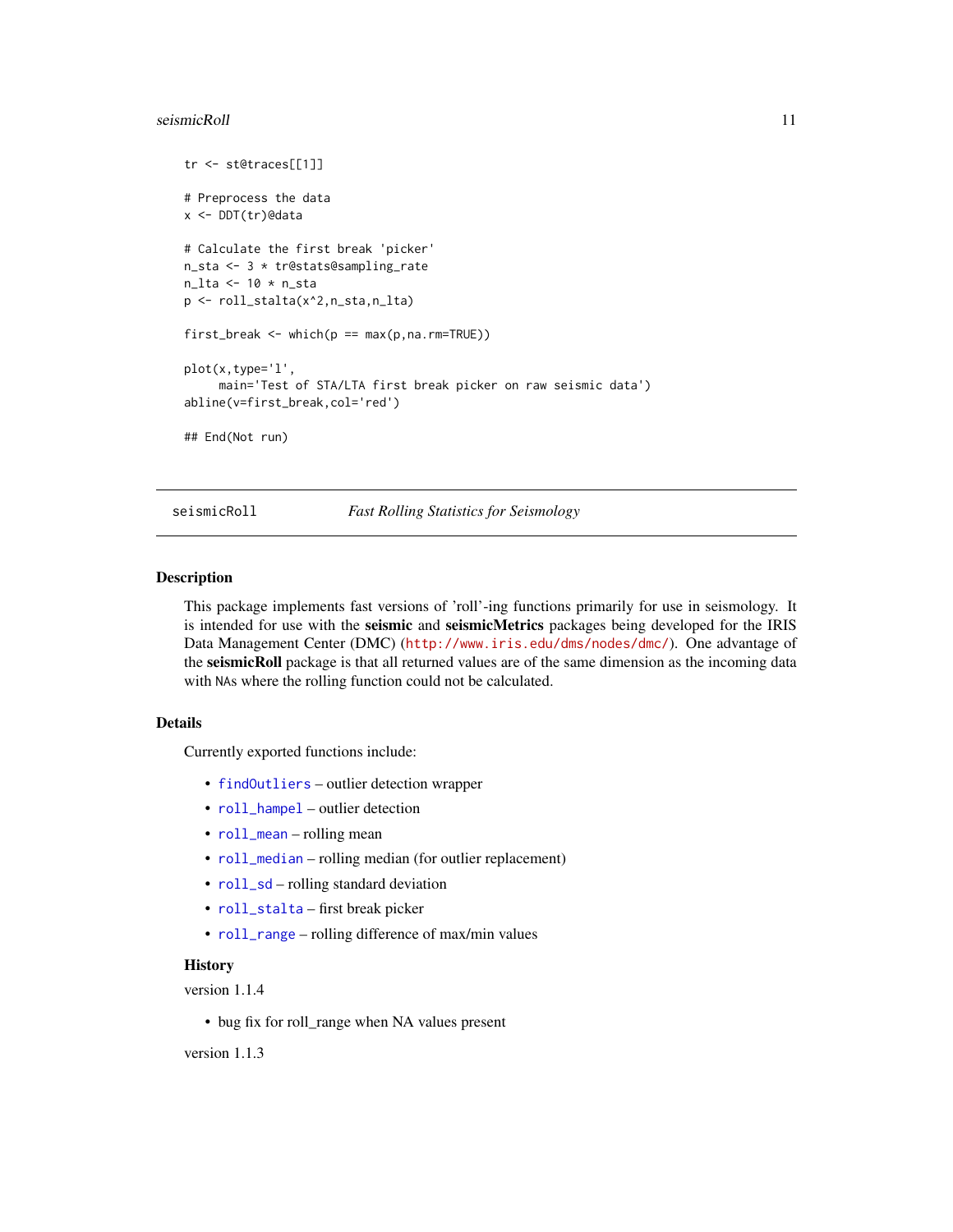```
tr <- st@traces[[1]]

# Preprocess the data
x <- DDT(tr)@data

# Calculate the first break 'picker'
n_sta <- 3 * tr@stats@sampling_rate
n_lta <- 10 * n_sta
p <- roll_stalta(x^2,n_sta,n_lta)

first_break <- which(p == max(p,na.rm=TRUE))

plot(x,type='l',
     main='Test of STA/LTA first break picker on raw seismic data')
abline(v=first_break,col='red')

## End(Not run)
```

---

## seismicRoll *Fast Rolling Statistics for Seismology*

---

### Description

This package implements fast versions of 'roll'-ing functions primarily for use in seismology. It is intended for use with the **seismic** and **seismicMetrics** packages being developed for the IRIS Data Management Center (DMC) (http://www.iris.edu/dms/nodes/dmc/). One advantage of the **seismicRoll** package is that all returned values are of the same dimension as the incoming data with NAs where the rolling function could not be calculated.

### Details

Currently exported functions include:

- findOutliers – outlier detection wrapper
- roll_hampel – outlier detection
- roll_mean – rolling mean
- roll_median – rolling median (for outlier replacement)
- roll_sd – rolling standard deviation
- roll_stalta – first break picker
- roll_range – rolling difference of max/min values

#### History

version 1.1.4

- bug fix for roll_range when NA values present

version 1.1.3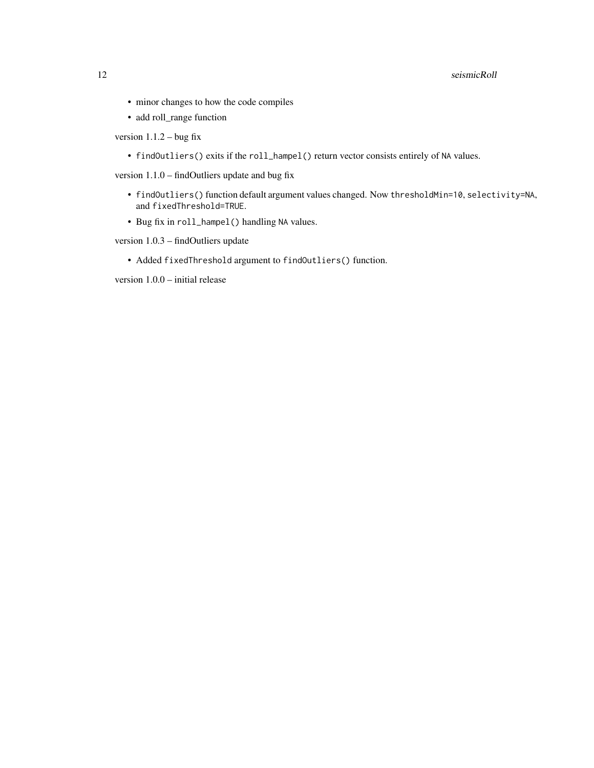- minor changes to how the code compiles
- add roll_range function

version 1.1.2 – bug fix

- `findOutliers()` exits if the `roll_hampel()` return vector consists entirely of `NA` values.

version 1.1.0 – findOutliers update and bug fix

- `findOutliers()` function default argument values changed. Now `thresholdMin=10`, `selectivity=NA`, and `fixedThreshold=TRUE`.
- Bug fix in `roll_hampel()` handling `NA` values.

version 1.0.3 – findOutliers update

- Added `fixedThreshold` argument to `findOutliers()` function.

version 1.0.0 – initial release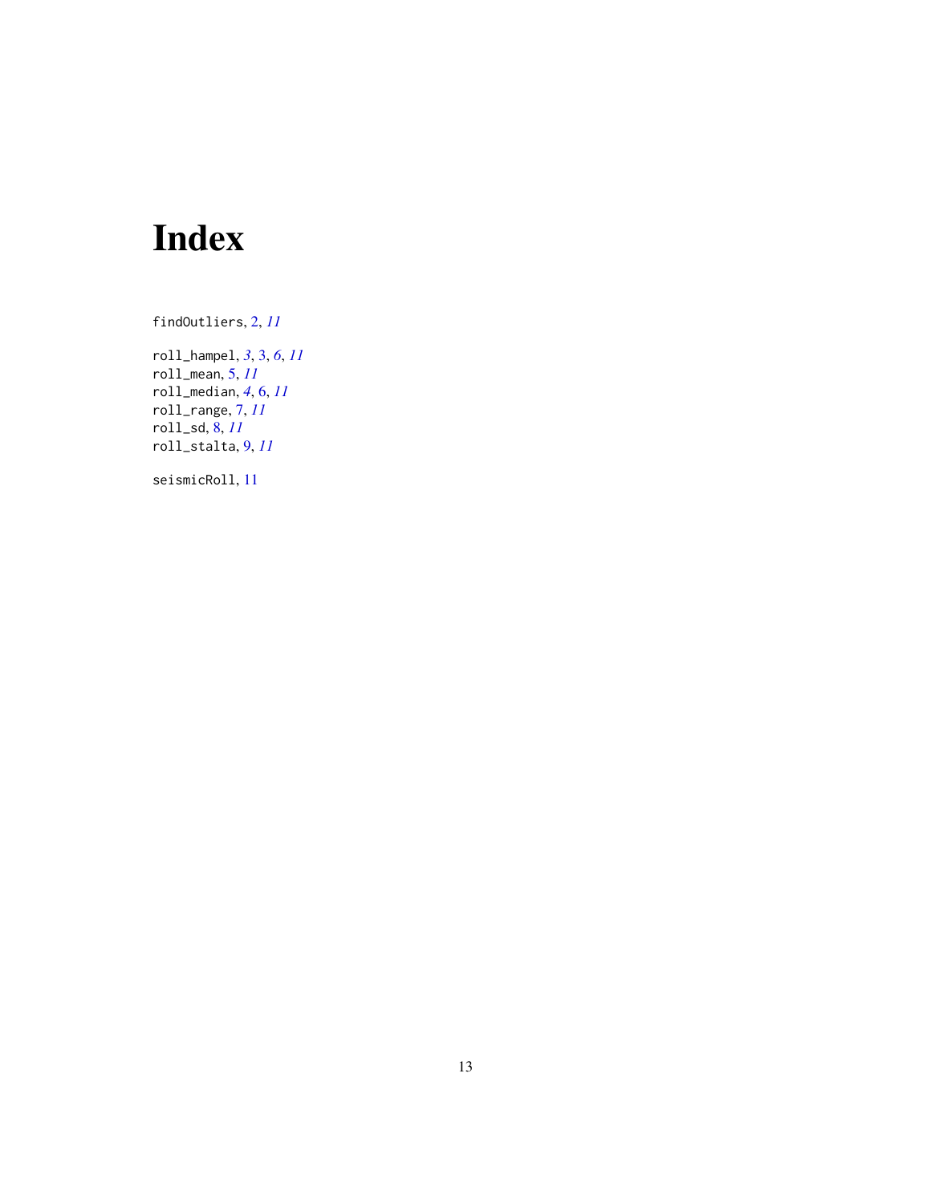# Index

findOutliers, 2, *11*

roll_hampel, *3*, 3, *6*, *11*
roll_mean, 5, *11*
roll_median, *4*, 6, *11*
roll_range, 7, *11*
roll_sd, 8, *11*
roll_stalta, 9, *11*

seismicRoll, 11